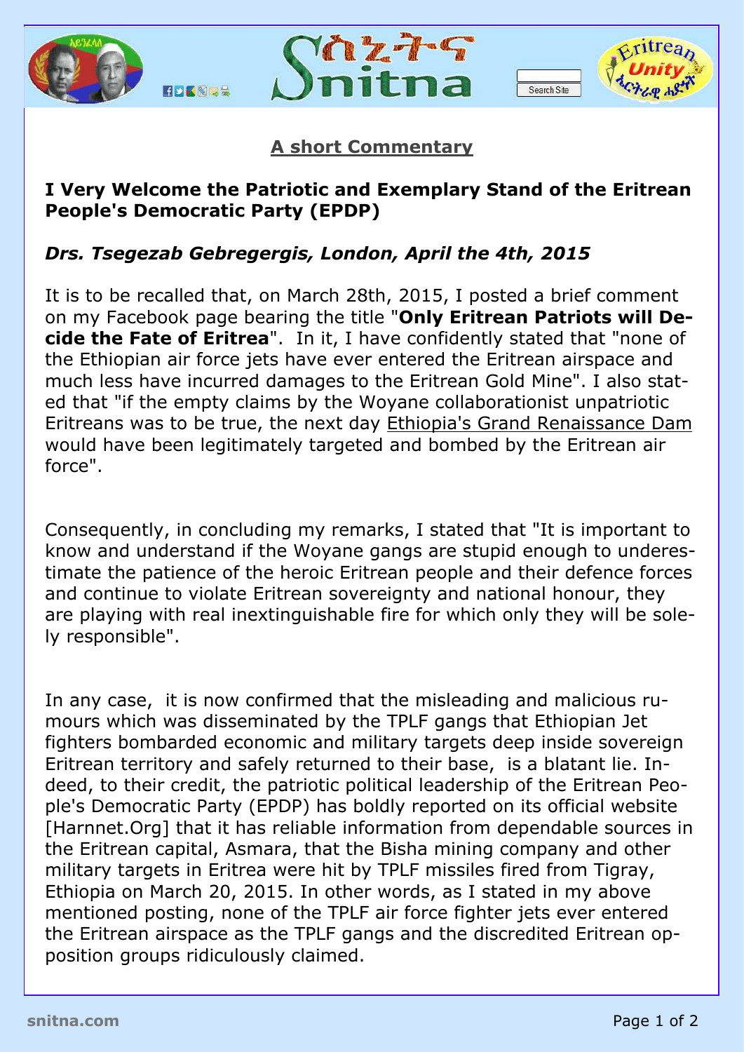## A short Commentary

### I Very Welcome the Patriotic and Exemplary Stand of the Eritrean People's Democratic Party (EPDP)

***Drs. Tsegezab Gebregergis, London, April the 4th, 2015***

It is to be recalled that, on March 28th, 2015, I posted a brief comment on my Facebook page bearing the title "**Only Eritrean Patriots will Decide the Fate of Eritrea**". In it, I have confidently stated that "none of the Ethiopian air force jets have ever entered the Eritrean airspace and much less have incurred damages to the Eritrean Gold Mine". I also stated that "if the empty claims by the Woyane collaborationist unpatriotic Eritreans was to be true, the next day Ethiopia's Grand Renaissance Dam would have been legitimately targeted and bombed by the Eritrean air force".

Consequently, in concluding my remarks, I stated that "It is important to know and understand if the Woyane gangs are stupid enough to underestimate the patience of the heroic Eritrean people and their defence forces and continue to violate Eritrean sovereignty and national honour, they are playing with real inextinguishable fire for which only they will be solely responsible".

In any case, it is now confirmed that the misleading and malicious rumours which was disseminated by the TPLF gangs that Ethiopian Jet fighters bombarded economic and military targets deep inside sovereign Eritrean territory and safely returned to their base, is a blatant lie. Indeed, to their credit, the patriotic political leadership of the Eritrean People's Democratic Party (EPDP) has boldly reported on its official website [Harnnet.Org] that it has reliable information from dependable sources in the Eritrean capital, Asmara, that the Bisha mining company and other military targets in Eritrea were hit by TPLF missiles fired from Tigray, Ethiopia on March 20, 2015. In other words, as I stated in my above mentioned posting, none of the TPLF air force fighter jets ever entered the Eritrean airspace as the TPLF gangs and the discredited Eritrean opposition groups ridiculously claimed.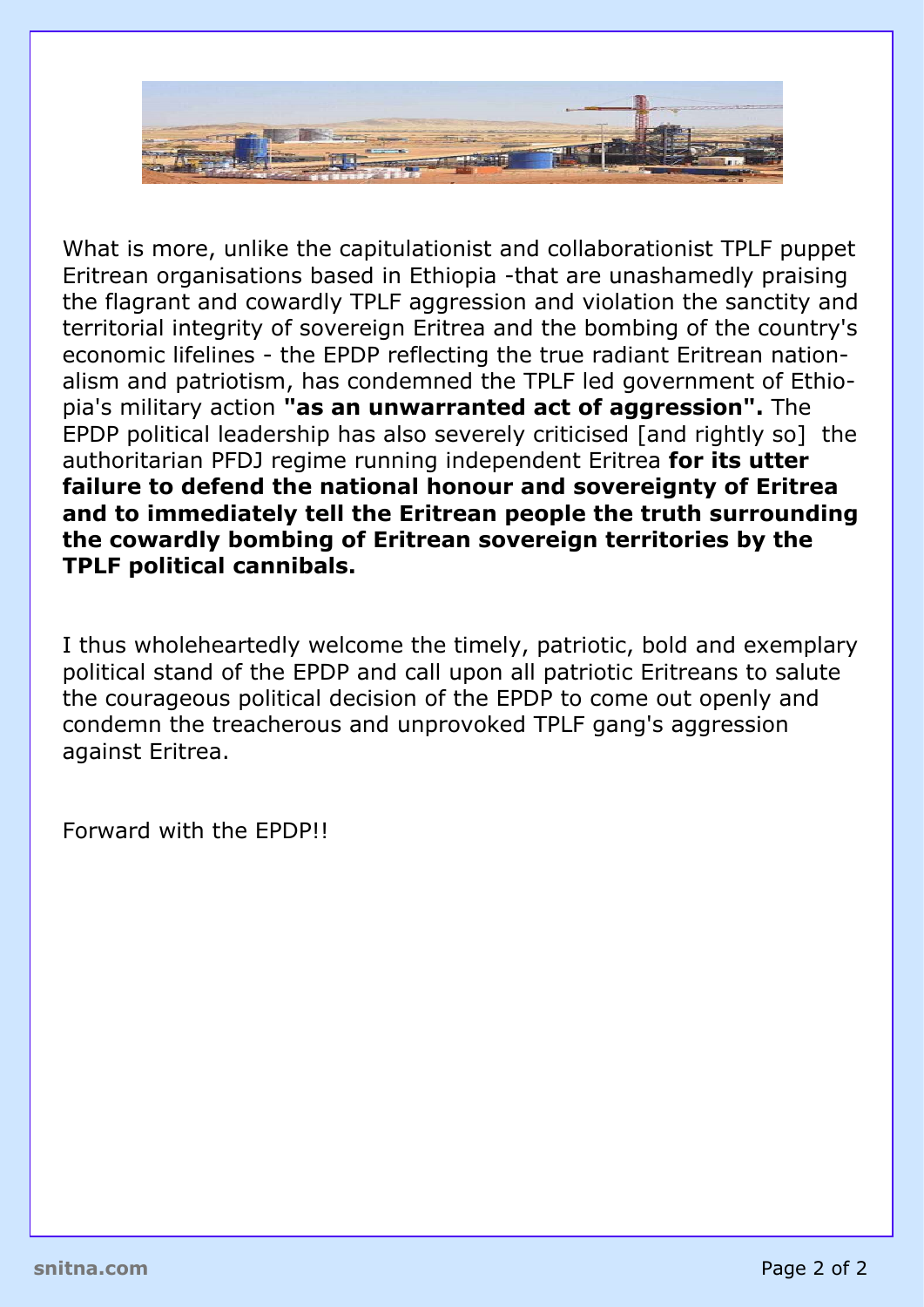What is more, unlike the capitulationist and collaborationist TPLF puppet Eritrean organisations based in Ethiopia -that are unashamedly praising the flagrant and cowardly TPLF aggression and violation the sanctity and territorial integrity of sovereign Eritrea and the bombing of the country's economic lifelines - the EPDP reflecting the true radiant Eritrean nationalism and patriotism, has condemned the TPLF led government of Ethiopia's military action **"as an unwarranted act of aggression".** The EPDP political leadership has also severely criticised [and rightly so] the authoritarian PFDJ regime running independent Eritrea **for its utter failure to defend the national honour and sovereignty of Eritrea and to immediately tell the Eritrean people the truth surrounding the cowardly bombing of Eritrean sovereign territories by the TPLF political cannibals.**

I thus wholeheartedly welcome the timely, patriotic, bold and exemplary political stand of the EPDP and call upon all patriotic Eritreans to salute the courageous political decision of the EPDP to come out openly and condemn the treacherous and unprovoked TPLF gang's aggression against Eritrea.

Forward with the EPDP!!